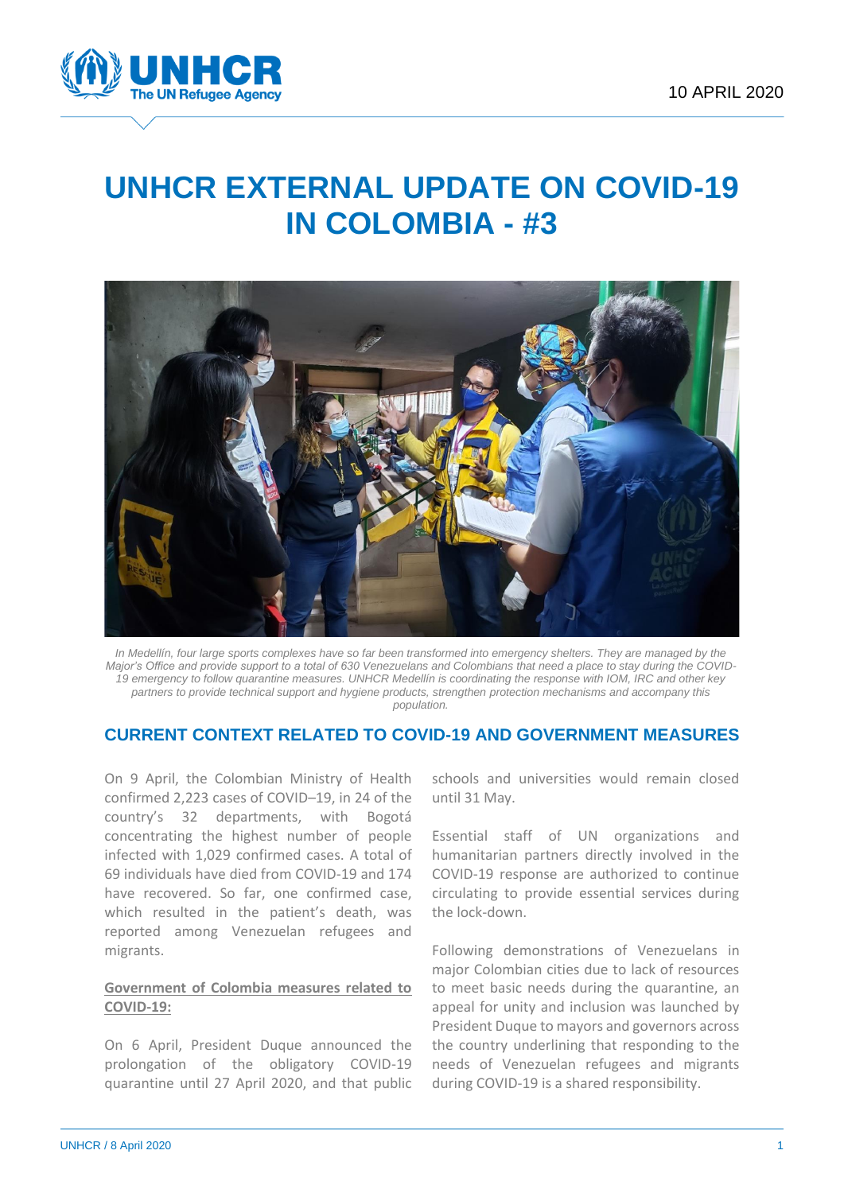10 APRIL 2020

# UNHCR EXTERNAL UPDATE ON COVID-19 IN COLOMBIA - #3

*In Medellín, four large sports complexes have so far been transformed into emergency shelters. They are managed by the Major's Office and provide support to a total of 630 Venezuelans and Colombians that need a place to stay during the COVID-19 emergency to follow quarantine measures. UNHCR Medellín is coordinating the response with IOM, IRC and other key partners to provide technical support and hygiene products, strengthen protection mechanisms and accompany this population.*

## CURRENT CONTEXT RELATED TO COVID-19 AND GOVERNMENT MEASURES

On 9 April, the Colombian Ministry of Health confirmed 2,223 cases of COVID–19, in 24 of the country's 32 departments, with Bogotá concentrating the highest number of people infected with 1,029 confirmed cases. A total of 69 individuals have died from COVID-19 and 174 have recovered. So far, one confirmed case, which resulted in the patient's death, was reported among Venezuelan refugees and migrants.

**Government of Colombia measures related to COVID-19:**

On 6 April, President Duque announced the prolongation of the obligatory COVID-19 quarantine until 27 April 2020, and that public schools and universities would remain closed until 31 May.

Essential staff of UN organizations and humanitarian partners directly involved in the COVID-19 response are authorized to continue circulating to provide essential services during the lock-down.

Following demonstrations of Venezuelans in major Colombian cities due to lack of resources to meet basic needs during the quarantine, an appeal for unity and inclusion was launched by President Duque to mayors and governors across the country underlining that responding to the needs of Venezuelan refugees and migrants during COVID-19 is a shared responsibility.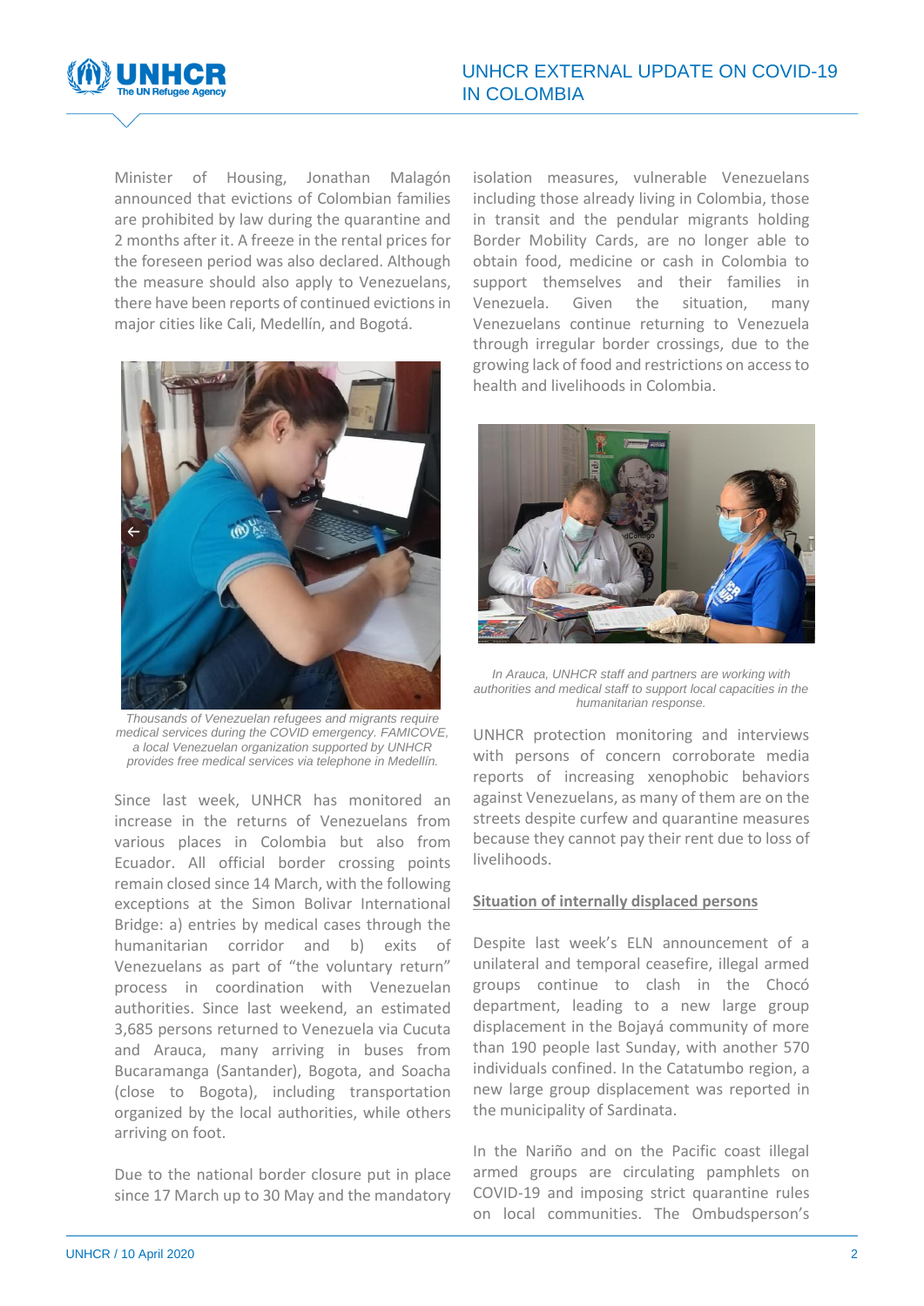Minister of Housing, Jonathan Malagón announced that evictions of Colombian families are prohibited by law during the quarantine and 2 months after it. A freeze in the rental prices for the foreseen period was also declared. Although the measure should also apply to Venezuelans, there have been reports of continued evictions in major cities like Cali, Medellín, and Bogotá.

*Thousands of Venezuelan refugees and migrants require medical services during the COVID emergency. FAMICOVE, a local Venezuelan organization supported by UNHCR provides free medical services via telephone in Medellín.*

Since last week, UNHCR has monitored an increase in the returns of Venezuelans from various places in Colombia but also from Ecuador. All official border crossing points remain closed since 14 March, with the following exceptions at the Simon Bolivar International Bridge: a) entries by medical cases through the humanitarian corridor and b) exits of Venezuelans as part of "the voluntary return" process in coordination with Venezuelan authorities. Since last weekend, an estimated 3,685 persons returned to Venezuela via Cucuta and Arauca, many arriving in buses from Bucaramanga (Santander), Bogota, and Soacha (close to Bogota), including transportation organized by the local authorities, while others arriving on foot.

Due to the national border closure put in place since 17 March up to 30 May and the mandatory isolation measures, vulnerable Venezuelans including those already living in Colombia, those in transit and the pendular migrants holding Border Mobility Cards, are no longer able to obtain food, medicine or cash in Colombia to support themselves and their families in Venezuela. Given the situation, many Venezuelans continue returning to Venezuela through irregular border crossings, due to the growing lack of food and restrictions on access to health and livelihoods in Colombia.

*In Arauca, UNHCR staff and partners are working with authorities and medical staff to support local capacities in the humanitarian response.*

UNHCR protection monitoring and interviews with persons of concern corroborate media reports of increasing xenophobic behaviors against Venezuelans, as many of them are on the streets despite curfew and quarantine measures because they cannot pay their rent due to loss of livelihoods.

## Situation of internally displaced persons

Despite last week's ELN announcement of a unilateral and temporal ceasefire, illegal armed groups continue to clash in the Chocó department, leading to a new large group displacement in the Bojayá community of more than 190 people last Sunday, with another 570 individuals confined. In the Catatumbo region, a new large group displacement was reported in the municipality of Sardinata.

In the Nariño and on the Pacific coast illegal armed groups are circulating pamphlets on COVID-19 and imposing strict quarantine rules on local communities. The Ombudsperson's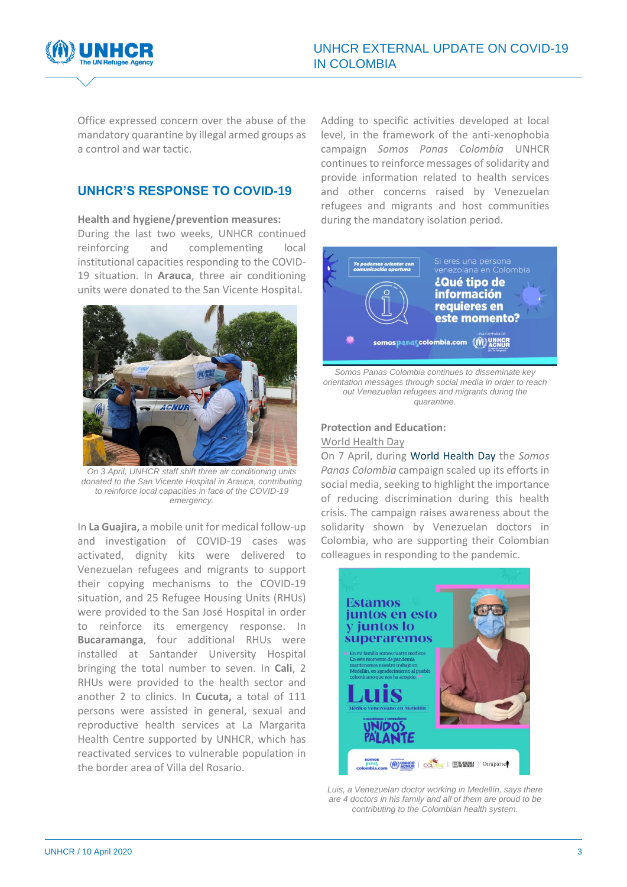Office expressed concern over the abuse of the mandatory quarantine by illegal armed groups as a control and war tactic.

## UNHCR'S RESPONSE TO COVID-19

**Health and hygiene/prevention measures:**
During the last two weeks, UNHCR continued reinforcing and complementing local institutional capacities responding to the COVID-19 situation. In **Arauca**, three air conditioning units were donated to the San Vicente Hospital.

*On 3 April, UNHCR staff shift three air conditioning units donated to the San Vicente Hospital in Arauca, contributing to reinforce local capacities in face of the COVID-19 emergency.*

In **La Guajira,** a mobile unit for medical follow-up and investigation of COVID-19 cases was activated, dignity kits were delivered to Venezuelan refugees and migrants to support their copying mechanisms to the COVID-19 situation, and 25 Refugee Housing Units (RHUs) were provided to the San José Hospital in order to reinforce its emergency response. In **Bucaramanga**, four additional RHUs were installed at Santander University Hospital bringing the total number to seven. In **Cali**, 2 RHUs were provided to the health sector and another 2 to clinics. In **Cucuta,** a total of 111 persons were assisted in general, sexual and reproductive health services at La Margarita Health Centre supported by UNHCR, which has reactivated services to vulnerable population in the border area of Villa del Rosario.

Adding to specific activities developed at local level, in the framework of the anti-xenophobia campaign *Somos Panas Colombia* UNHCR continues to reinforce messages of solidarity and provide information related to health services and other concerns raised by Venezuelan refugees and migrants and host communities during the mandatory isolation period.

*Somos Panas Colombia continues to disseminate key orientation messages through social media in order to reach out Venezuelan refugees and migrants during the quarantine.*

**Protection and Education:**

World Health Day

On 7 April, during World Health Day the *Somos Panas Colombia* campaign scaled up its efforts in social media, seeking to highlight the importance of reducing discrimination during this health crisis. The campaign raises awareness about the solidarity shown by Venezuelan doctors in Colombia, who are supporting their Colombian colleagues in responding to the pandemic.

*Luis, a Venezuelan doctor working in Medellín, says there are 4 doctors in his family and all of them are proud to be contributing to the Colombian health system.*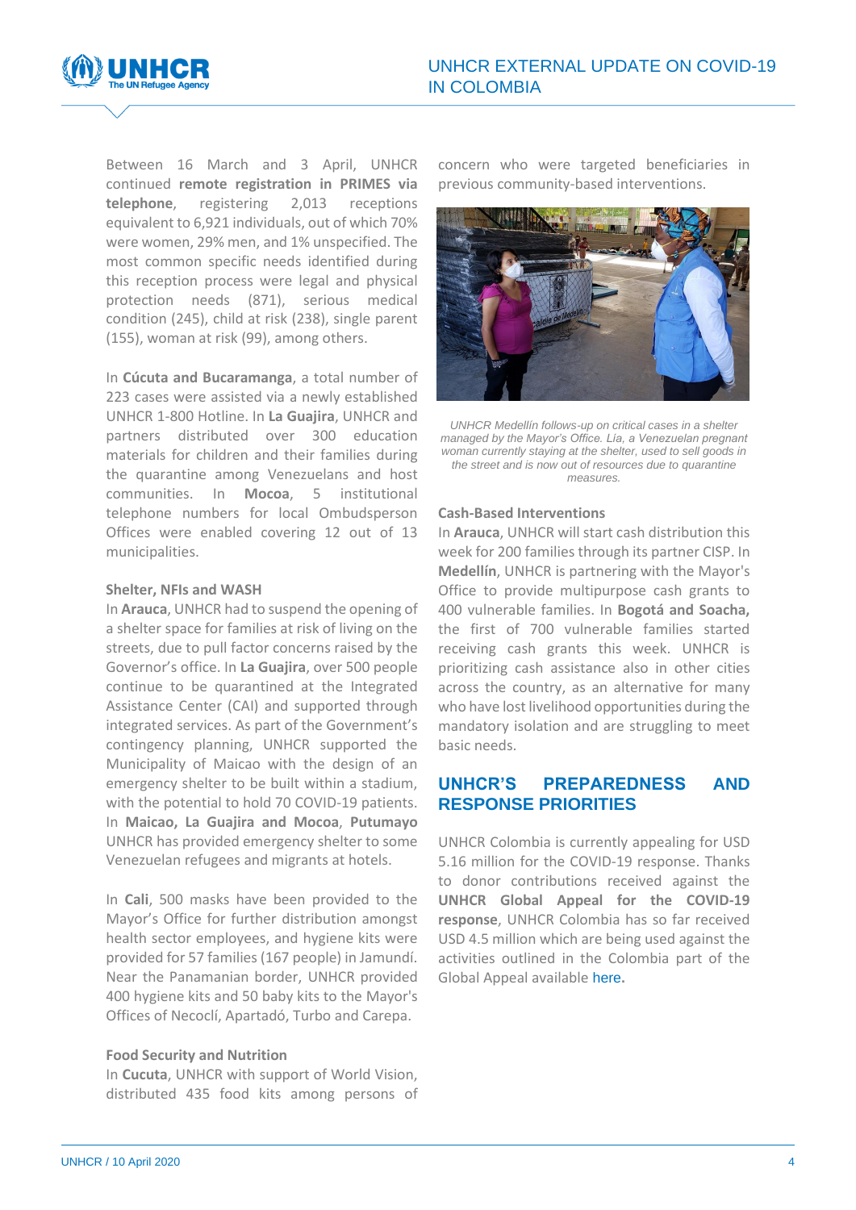Between 16 March and 3 April, UNHCR continued **remote registration in PRIMES via telephone**, registering 2,013 receptions equivalent to 6,921 individuals, out of which 70% were women, 29% men, and 1% unspecified. The most common specific needs identified during this reception process were legal and physical protection needs (871), serious medical condition (245), child at risk (238), single parent (155), woman at risk (99), among others.

In **Cúcuta and Bucaramanga**, a total number of 223 cases were assisted via a newly established UNHCR 1-800 Hotline. In **La Guajira**, UNHCR and partners distributed over 300 education materials for children and their families during the quarantine among Venezuelans and host communities. In **Mocoa**, 5 institutional telephone numbers for local Ombudsperson Offices were enabled covering 12 out of 13 municipalities.

**Shelter, NFIs and WASH**

In **Arauca**, UNHCR had to suspend the opening of a shelter space for families at risk of living on the streets, due to pull factor concerns raised by the Governor's office. In **La Guajira**, over 500 people continue to be quarantined at the Integrated Assistance Center (CAI) and supported through integrated services. As part of the Government's contingency planning, UNHCR supported the Municipality of Maicao with the design of an emergency shelter to be built within a stadium, with the potential to hold 70 COVID-19 patients. In **Maicao, La Guajira and Mocoa**, **Putumayo** UNHCR has provided emergency shelter to some Venezuelan refugees and migrants at hotels.

In **Cali**, 500 masks have been provided to the Mayor's Office for further distribution amongst health sector employees, and hygiene kits were provided for 57 families (167 people) in Jamundí. Near the Panamanian border, UNHCR provided 400 hygiene kits and 50 baby kits to the Mayor's Offices of Necoclí, Apartadó, Turbo and Carepa.

**Food Security and Nutrition**

In **Cucuta**, UNHCR with support of World Vision, distributed 435 food kits among persons of concern who were targeted beneficiaries in previous community-based interventions.

*UNHCR Medellín follows-up on critical cases in a shelter managed by the Mayor's Office. Lía, a Venezuelan pregnant woman currently staying at the shelter, used to sell goods in the street and is now out of resources due to quarantine measures.*

**Cash-Based Interventions**

In **Arauca**, UNHCR will start cash distribution this week for 200 families through its partner CISP. In **Medellín**, UNHCR is partnering with the Mayor's Office to provide multipurpose cash grants to 400 vulnerable families. In **Bogotá and Soacha,** the first of 700 vulnerable families started receiving cash grants this week. UNHCR is prioritizing cash assistance also in other cities across the country, as an alternative for many who have lost livelihood opportunities during the mandatory isolation and are struggling to meet basic needs.

## UNHCR'S PREPAREDNESS AND RESPONSE PRIORITIES

UNHCR Colombia is currently appealing for USD 5.16 million for the COVID-19 response. Thanks to donor contributions received against the **UNHCR Global Appeal for the COVID-19 response**, UNHCR Colombia has so far received USD 4.5 million which are being used against the activities outlined in the Colombia part of the Global Appeal available here.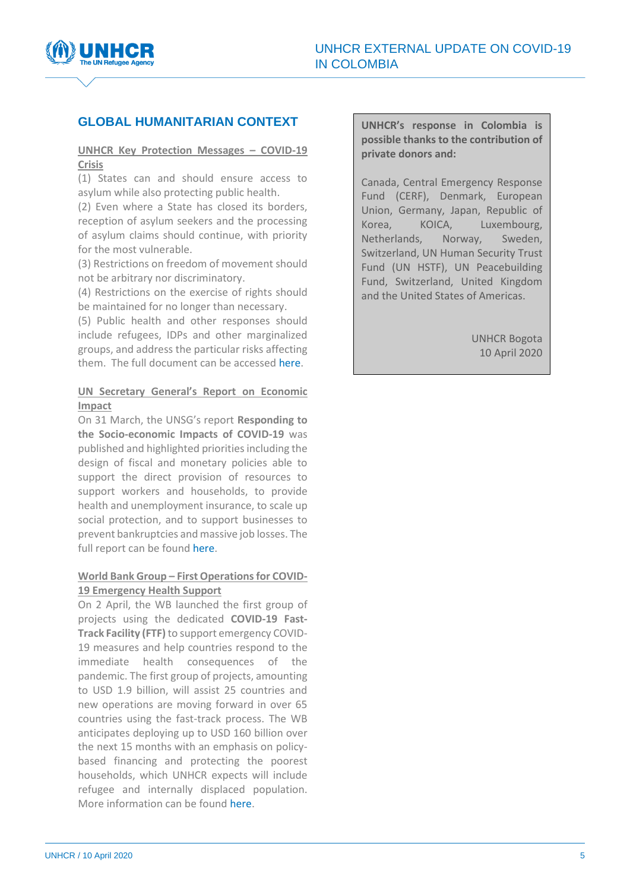## GLOBAL HUMANITARIAN CONTEXT

**UNHCR Key Protection Messages – COVID-19 Crisis**

(1) States can and should ensure access to asylum while also protecting public health.
(2) Even where a State has closed its borders, reception of asylum seekers and the processing of asylum claims should continue, with priority for the most vulnerable.
(3) Restrictions on freedom of movement should not be arbitrary nor discriminatory.
(4) Restrictions on the exercise of rights should be maintained for no longer than necessary.
(5) Public health and other responses should include refugees, IDPs and other marginalized groups, and address the particular risks affecting them. The full document can be accessed here.

**UN Secretary General's Report on Economic Impact**

On 31 March, the UNSG's report **Responding to the Socio-economic Impacts of COVID-19** was published and highlighted priorities including the design of fiscal and monetary policies able to support the direct provision of resources to support workers and households, to provide health and unemployment insurance, to scale up social protection, and to support businesses to prevent bankruptcies and massive job losses. The full report can be found here.

**World Bank Group – First Operations for COVID-19 Emergency Health Support**

On 2 April, the WB launched the first group of projects using the dedicated **COVID-19 Fast-Track Facility (FTF)** to support emergency COVID-19 measures and help countries respond to the immediate health consequences of the pandemic. The first group of projects, amounting to USD 1.9 billion, will assist 25 countries and new operations are moving forward in over 65 countries using the fast-track process. The WB anticipates deploying up to USD 160 billion over the next 15 months with an emphasis on policy-based financing and protecting the poorest households, which UNHCR expects will include refugee and internally displaced population. More information can be found here.

**UNHCR's response in Colombia is possible thanks to the contribution of private donors and:**

Canada, Central Emergency Response Fund (CERF), Denmark, European Union, Germany, Japan, Republic of Korea, KOICA, Luxembourg, Netherlands, Norway, Sweden, Switzerland, UN Human Security Trust Fund (UN HSTF), UN Peacebuilding Fund, Switzerland, United Kingdom and the United States of Americas.

UNHCR Bogota
10 April 2020